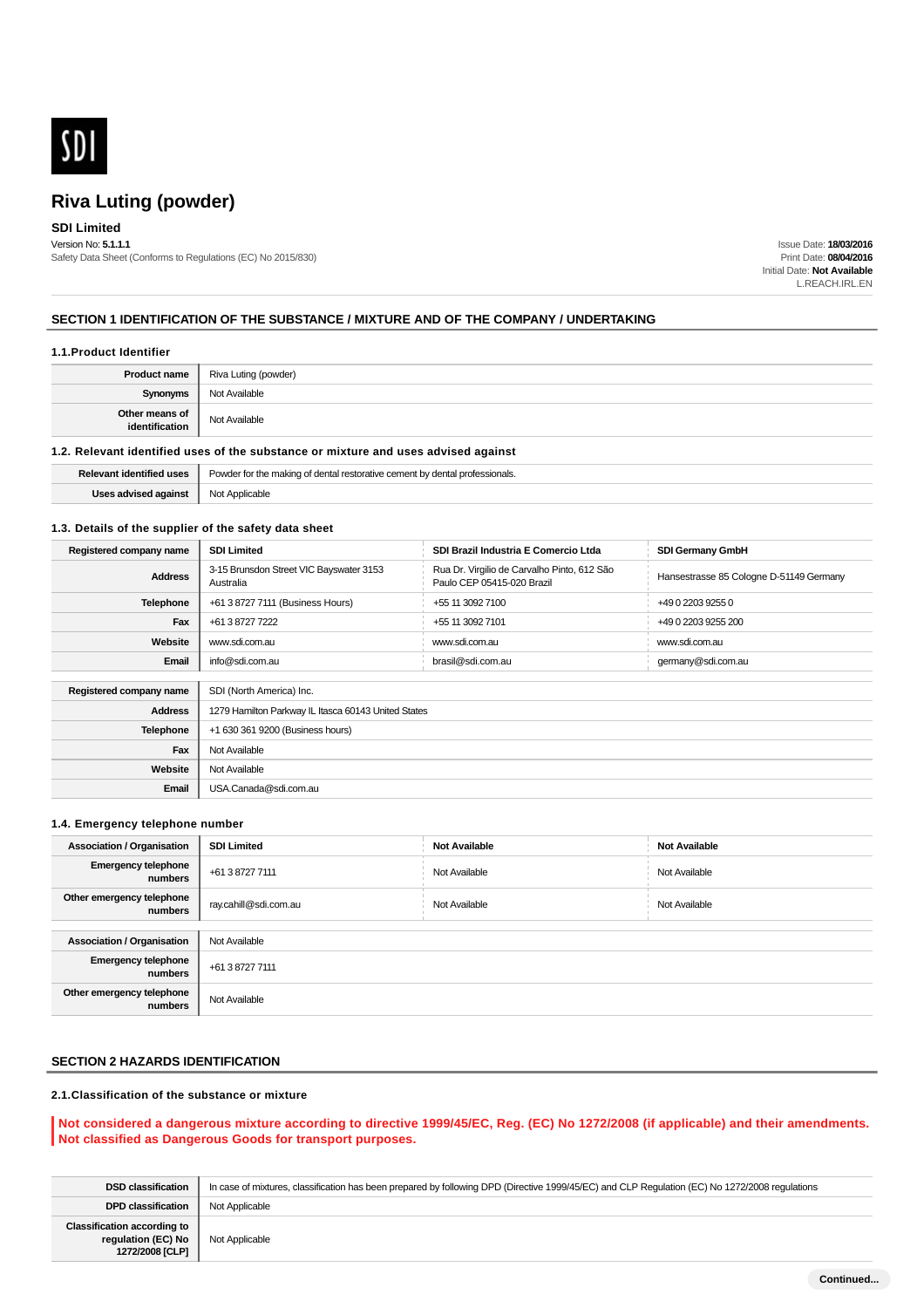SDI

# Riva Luting (powder)

**SDI Limited**

Version No: **5.1.1.1**

Safety Data Sheet (Conforms to Regulations (EC) No 2015/830)

Issue Date: **18/03/2016**
Print Date: **08/04/2016**
Initial Date: **Not Available**
L.REACH.IRL.EN

## SECTION 1 IDENTIFICATION OF THE SUBSTANCE / MIXTURE AND OF THE COMPANY / UNDERTAKING

### 1.1.Product Identifier

| | |
|---|---|
| **Product name** | Riva Luting (powder) |
| **Synonyms** | Not Available |
| **Other means of identification** | Not Available |

### 1.2. Relevant identified uses of the substance or mixture and uses advised against

| | |
|---|---|
| **Relevant identified uses** | Powder for the making of dental restorative cement by dental professionals. |
| **Uses advised against** | Not Applicable |

### 1.3. Details of the supplier of the safety data sheet

| **Registered company name** | **SDI Limited** | **SDI Brazil Industria E Comercio Ltda** | **SDI Germany GmbH** |
|---|---|---|---|
| **Address** | 3-15 Brunsdon Street VIC Bayswater 3153 Australia | Rua Dr. Virgilio de Carvalho Pinto, 612 São Paulo CEP 05415-020 Brazil | Hansestrasse 85 Cologne D-51149 Germany |
| **Telephone** | +61 3 8727 7111 (Business Hours) | +55 11 3092 7100 | +49 0 2203 9255 0 |
| **Fax** | +61 3 8727 7222 | +55 11 3092 7101 | +49 0 2203 9255 200 |
| **Website** | www.sdi.com.au | www.sdi.com.au | www.sdi.com.au |
| **Email** | info@sdi.com.au | brasil@sdi.com.au | germany@sdi.com.au |

| **Registered company name** | SDI (North America) Inc. |
|---|---|
| **Address** | 1279 Hamilton Parkway IL Itasca 60143 United States |
| **Telephone** | +1 630 361 9200 (Business hours) |
| **Fax** | Not Available |
| **Website** | Not Available |
| **Email** | USA.Canada@sdi.com.au |

### 1.4. Emergency telephone number

| **Association / Organisation** | **SDI Limited** | **Not Available** | **Not Available** |
|---|---|---|---|
| **Emergency telephone numbers** | +61 3 8727 7111 | Not Available | Not Available |
| **Other emergency telephone numbers** | ray.cahill@sdi.com.au | Not Available | Not Available |

| **Association / Organisation** | Not Available |
|---|---|
| **Emergency telephone numbers** | +61 3 8727 7111 |
| **Other emergency telephone numbers** | Not Available |

## SECTION 2 HAZARDS IDENTIFICATION

### 2.1.Classification of the substance or mixture

**Not considered a dangerous mixture according to directive 1999/45/EC, Reg. (EC) No 1272/2008 (if applicable) and their amendments.**
**Not classified as Dangerous Goods for transport purposes.**

| | |
|---|---|
| **DSD classification** | In case of mixtures, classification has been prepared by following DPD (Directive 1999/45/EC) and CLP Regulation (EC) No 1272/2008 regulations |
| **DPD classification** | Not Applicable |
| **Classification according to regulation (EC) No 1272/2008 [CLP]** | Not Applicable |

Continued...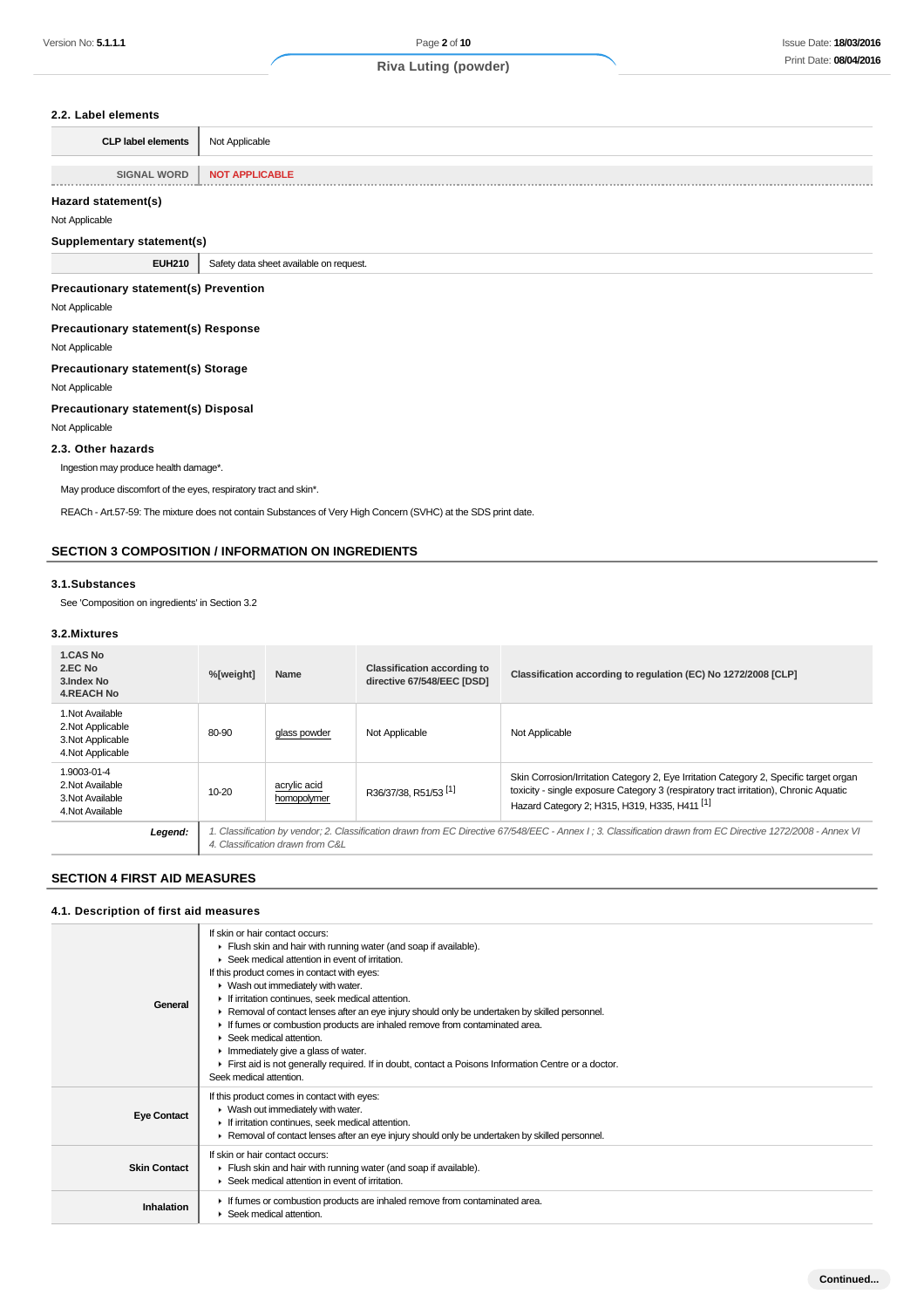### 2.2. Label elements

| CLP label elements | Not Applicable |
|---|---|
| SIGNAL WORD | NOT APPLICABLE |

### Hazard statement(s)

Not Applicable

### Supplementary statement(s)

| EUH210 | Safety data sheet available on request. |
|---|---|

### Precautionary statement(s) Prevention

Not Applicable

### Precautionary statement(s) Response

Not Applicable

### Precautionary statement(s) Storage

Not Applicable

### Precautionary statement(s) Disposal

Not Applicable

### 2.3. Other hazards

Ingestion may produce health damage*.

May produce discomfort of the eyes, respiratory tract and skin*.

REACh - Art.57-59: The mixture does not contain Substances of Very High Concern (SVHC) at the SDS print date.

## SECTION 3 COMPOSITION / INFORMATION ON INGREDIENTS

### 3.1.Substances

See 'Composition on ingredients' in Section 3.2

### 3.2.Mixtures

| 1.CAS No<br>2.EC No<br>3.Index No<br>4.REACH No | %[weight] | Name | Classification according to directive 67/548/EEC [DSD] | Classification according to regulation (EC) No 1272/2008 [CLP] |
|---|---|---|---|---|
| 1.Not Available<br>2.Not Applicable<br>3.Not Applicable<br>4.Not Applicable | 80-90 | glass powder | Not Applicable | Not Applicable |
| 1.9003-01-4<br>2.Not Available<br>3.Not Available<br>4.Not Available | 10-20 | acrylic acid homopolymer | R36/37/38, R51/53 [1] | Skin Corrosion/Irritation Category 2, Eye Irritation Category 2, Specific target organ toxicity - single exposure Category 3 (respiratory tract irritation), Chronic Aquatic Hazard Category 2; H315, H319, H335, H411 [1] |
| ***Legend:*** | *1. Classification by vendor; 2. Classification drawn from EC Directive 67/548/EEC - Annex I ; 3. Classification drawn from EC Directive 1272/2008 - Annex VI 4. Classification drawn from C&L* | | | |

## SECTION 4 FIRST AID MEASURES

### 4.1. Description of first aid measures

| | |
|---|---|
| **General** | If skin or hair contact occurs:<br>▸ Flush skin and hair with running water (and soap if available).<br>▸ Seek medical attention in event of irritation.<br>If this product comes in contact with eyes:<br>▸ Wash out immediately with water.<br>▸ If irritation continues, seek medical attention.<br>▸ Removal of contact lenses after an eye injury should only be undertaken by skilled personnel.<br>▸ If fumes or combustion products are inhaled remove from contaminated area.<br>▸ Seek medical attention.<br>▸ Immediately give a glass of water.<br>▸ First aid is not generally required. If in doubt, contact a Poisons Information Centre or a doctor.<br>Seek medical attention. |
| **Eye Contact** | If this product comes in contact with eyes:<br>▸ Wash out immediately with water.<br>▸ If irritation continues, seek medical attention.<br>▸ Removal of contact lenses after an eye injury should only be undertaken by skilled personnel. |
| **Skin Contact** | If skin or hair contact occurs:<br>▸ Flush skin and hair with running water (and soap if available).<br>▸ Seek medical attention in event of irritation. |
| **Inhalation** | ▸ If fumes or combustion products are inhaled remove from contaminated area.<br>▸ Seek medical attention. |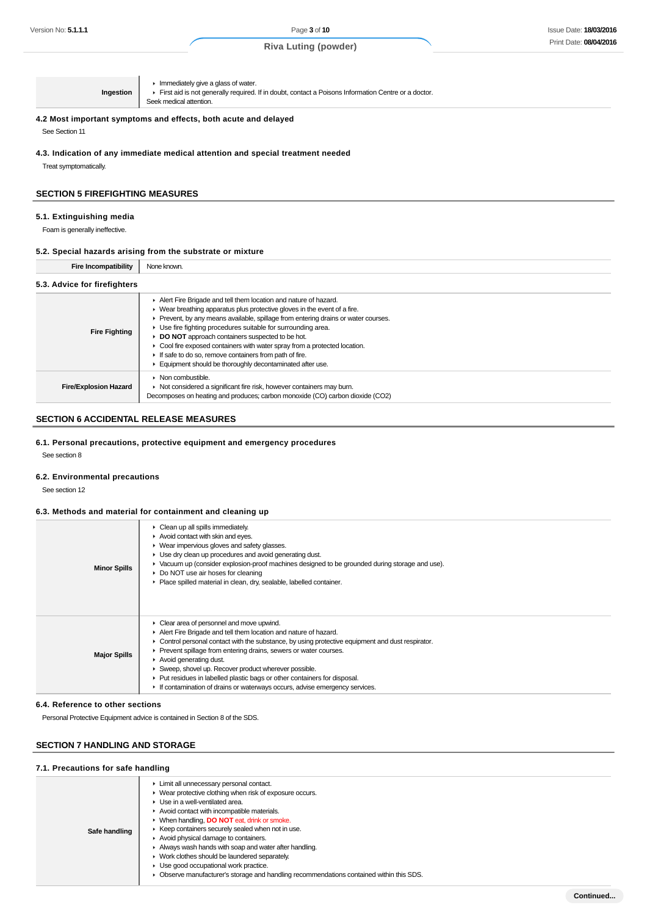| | |
|---|---|
| **Ingestion** | ▸ Immediately give a glass of water.<br>▸ First aid is not generally required. If in doubt, contact a Poisons Information Centre or a doctor.<br>Seek medical attention. |

### 4.2 Most important symptoms and effects, both acute and delayed

See Section 11

### 4.3. Indication of any immediate medical attention and special treatment needed

Treat symptomatically.

## SECTION 5 FIREFIGHTING MEASURES

### 5.1. Extinguishing media

Foam is generally ineffective.

### 5.2. Special hazards arising from the substrate or mixture

| | |
|---|---|
| **Fire Incompatibility** | None known. |

### 5.3. Advice for firefighters

| | |
|---|---|
| **Fire Fighting** | ▸ Alert Fire Brigade and tell them location and nature of hazard.<br>▸ Wear breathing apparatus plus protective gloves in the event of a fire.<br>▸ Prevent, by any means available, spillage from entering drains or water courses.<br>▸ Use fire fighting procedures suitable for surrounding area.<br>▸ **DO NOT** approach containers suspected to be hot.<br>▸ Cool fire exposed containers with water spray from a protected location.<br>▸ If safe to do so, remove containers from path of fire.<br>▸ Equipment should be thoroughly decontaminated after use. |
| **Fire/Explosion Hazard** | ▸ Non combustible.<br>▸ Not considered a significant fire risk, however containers may burn.<br>Decomposes on heating and produces; carbon monoxide (CO) carbon dioxide (CO2) |

## SECTION 6 ACCIDENTAL RELEASE MEASURES

### 6.1. Personal precautions, protective equipment and emergency procedures

See section 8

### 6.2. Environmental precautions

See section 12

### 6.3. Methods and material for containment and cleaning up

| | |
|---|---|
| **Minor Spills** | ▸ Clean up all spills immediately.<br>▸ Avoid contact with skin and eyes.<br>▸ Wear impervious gloves and safety glasses.<br>▸ Use dry clean up procedures and avoid generating dust.<br>▸ Vacuum up (consider explosion-proof machines designed to be grounded during storage and use).<br>▸ Do NOT use air hoses for cleaning<br>▸ Place spilled material in clean, dry, sealable, labelled container. |
| **Major Spills** | ▸ Clear area of personnel and move upwind.<br>▸ Alert Fire Brigade and tell them location and nature of hazard.<br>▸ Control personal contact with the substance, by using protective equipment and dust respirator.<br>▸ Prevent spillage from entering drains, sewers or water courses.<br>▸ Avoid generating dust.<br>▸ Sweep, shovel up. Recover product wherever possible.<br>▸ Put residues in labelled plastic bags or other containers for disposal.<br>▸ If contamination of drains or waterways occurs, advise emergency services. |

### 6.4. Reference to other sections

Personal Protective Equipment advice is contained in Section 8 of the SDS.

## SECTION 7 HANDLING AND STORAGE

### 7.1. Precautions for safe handling

| | |
|---|---|
| **Safe handling** | ▸ Limit all unnecessary personal contact.<br>▸ Wear protective clothing when risk of exposure occurs.<br>▸ Use in a well-ventilated area.<br>▸ Avoid contact with incompatible materials.<br>▸ When handling, **DO NOT** eat, drink or smoke.<br>▸ Keep containers securely sealed when not in use.<br>▸ Avoid physical damage to containers.<br>▸ Always wash hands with soap and water after handling.<br>▸ Work clothes should be laundered separately.<br>▸ Use good occupational work practice.<br>▸ Observe manufacturer's storage and handling recommendations contained within this SDS. |

Continued...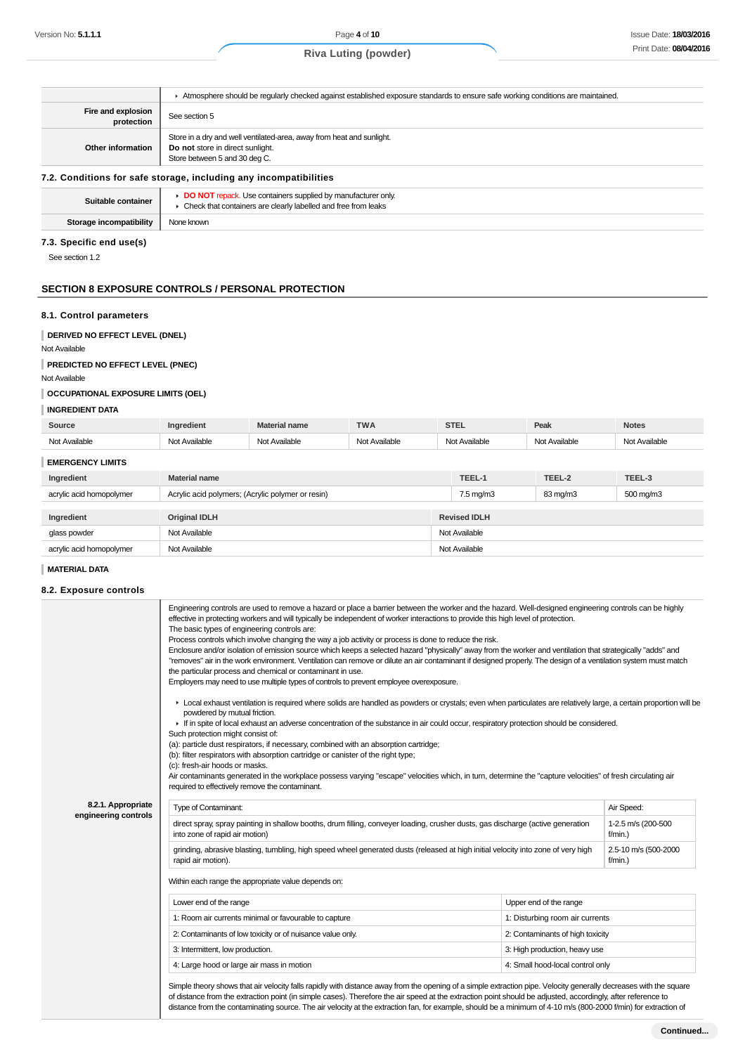| | |
|---|---|
| | ▸ Atmosphere should be regularly checked against established exposure standards to ensure safe working conditions are maintained. |
| **Fire and explosion protection** | See section 5 |
| **Other information** | Store in a dry and well ventilated-area, away from heat and sunlight.<br>**Do not** store in direct sunlight.<br>Store between 5 and 30 deg C. |

### 7.2. Conditions for safe storage, including any incompatibilities

| | |
|---|---|
| **Suitable container** | ▸ **DO NOT** repack. Use containers supplied by manufacturer only.<br>▸ Check that containers are clearly labelled and free from leaks |
| **Storage incompatibility** | None known |

### 7.3. Specific end use(s)

See section 1.2

## SECTION 8 EXPOSURE CONTROLS / PERSONAL PROTECTION

### 8.1. Control parameters

**DERIVED NO EFFECT LEVEL (DNEL)**

Not Available

**PREDICTED NO EFFECT LEVEL (PNEC)**

Not Available

**OCCUPATIONAL EXPOSURE LIMITS (OEL)**

**INGREDIENT DATA**

| Source | Ingredient | Material name | TWA | STEL | Peak | Notes |
|---|---|---|---|---|---|---|
| Not Available | Not Available | Not Available | Not Available | Not Available | Not Available | Not Available |

**EMERGENCY LIMITS**

| Ingredient | Material name | TEEL-1 | TEEL-2 | TEEL-3 |
|---|---|---|---|---|
| acrylic acid homopolymer | Acrylic acid polymers; (Acrylic polymer or resin) | 7.5 mg/m3 | 83 mg/m3 | 500 mg/m3 |

| Ingredient | Original IDLH | Revised IDLH |
|---|---|---|
| glass powder | Not Available | Not Available |
| acrylic acid homopolymer | Not Available | Not Available |

**MATERIAL DATA**

### 8.2. Exposure controls

**8.2.1. Appropriate engineering controls**

Engineering controls are used to remove a hazard or place a barrier between the worker and the hazard. Well-designed engineering controls can be highly effective in protecting workers and will typically be independent of worker interactions to provide this high level of protection.
The basic types of engineering controls are:
Process controls which involve changing the way a job activity or process is done to reduce the risk.
Enclosure and/or isolation of emission source which keeps a selected hazard "physically" away from the worker and ventilation that strategically "adds" and "removes" air in the work environment. Ventilation can remove or dilute an air contaminant if designed properly. The design of a ventilation system must match the particular process and chemical or contaminant in use.
Employers may need to use multiple types of controls to prevent employee overexposure.

- Local exhaust ventilation is required where solids are handled as powders or crystals; even when particulates are relatively large, a certain proportion will be powdered by mutual friction.
- If in spite of local exhaust an adverse concentration of the substance in air could occur, respiratory protection should be considered.

Such protection might consist of:
(a): particle dust respirators, if necessary, combined with an absorption cartridge;
(b): filter respirators with absorption cartridge or canister of the right type;
(c): fresh-air hoods or masks.
Air contaminants generated in the workplace possess varying "escape" velocities which, in turn, determine the "capture velocities" of fresh circulating air required to effectively remove the contaminant.

| Type of Contaminant: | Air Speed: |
|---|---|
| direct spray, spray painting in shallow booths, drum filling, conveyer loading, crusher dusts, gas discharge (active generation into zone of rapid air motion) | 1-2.5 m/s (200-500 f/min.) |
| grinding, abrasive blasting, tumbling, high speed wheel generated dusts (released at high initial velocity into zone of very high rapid air motion). | 2.5-10 m/s (500-2000 f/min.) |

Within each range the appropriate value depends on:

| Lower end of the range | Upper end of the range |
|---|---|
| 1: Room air currents minimal or favourable to capture | 1: Disturbing room air currents |
| 2: Contaminants of low toxicity or of nuisance value only. | 2: Contaminants of high toxicity |
| 3: Intermittent, low production. | 3: High production, heavy use |
| 4: Large hood or large air mass in motion | 4: Small hood-local control only |

Simple theory shows that air velocity falls rapidly with distance away from the opening of a simple extraction pipe. Velocity generally decreases with the square of distance from the extraction point (in simple cases). Therefore the air speed at the extraction point should be adjusted, accordingly, after reference to distance from the contaminating source. The air velocity at the extraction fan, for example, should be a minimum of 4-10 m/s (800-2000 f/min) for extraction of

**Continued...**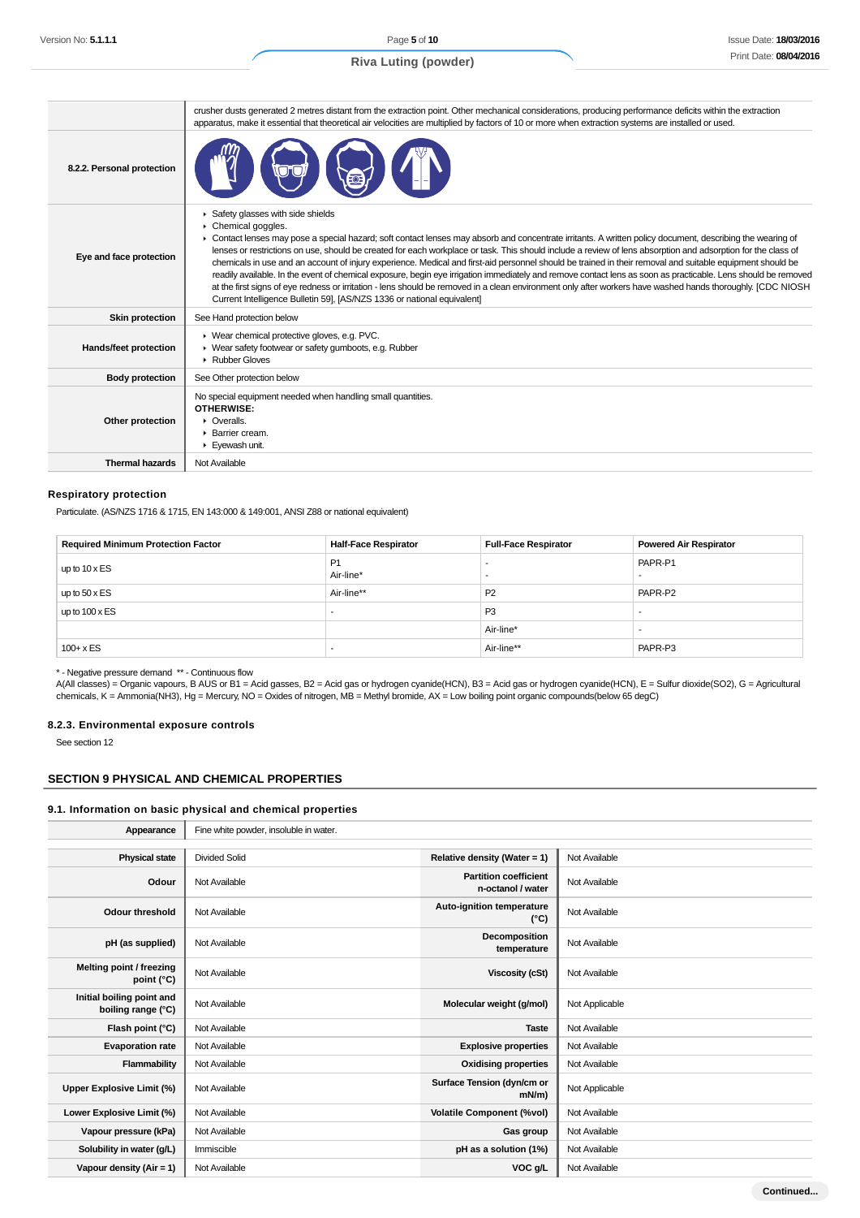| | |
|---|---|
| | crusher dusts generated 2 metres distant from the extraction point. Other mechanical considerations, producing performance deficits within the extraction apparatus, make it essential that theoretical air velocities are multiplied by factors of 10 or more when extraction systems are installed or used. |
| **8.2.2. Personal protection** | |
| **Eye and face protection** | ▸ Safety glasses with side shields<br>▸ Chemical goggles.<br>▸ Contact lenses may pose a special hazard; soft contact lenses may absorb and concentrate irritants. A written policy document, describing the wearing of lenses or restrictions on use, should be created for each workplace or task. This should include a review of lens absorption and adsorption for the class of chemicals in use and an account of injury experience. Medical and first-aid personnel should be trained in their removal and suitable equipment should be readily available. In the event of chemical exposure, begin eye irrigation immediately and remove contact lens as soon as practicable. Lens should be removed at the first signs of eye redness or irritation - lens should be removed in a clean environment only after workers have washed hands thoroughly. [CDC NIOSH Current Intelligence Bulletin 59], [AS/NZS 1336 or national equivalent] |
| **Skin protection** | See Hand protection below |
| **Hands/feet protection** | ▸ Wear chemical protective gloves, e.g. PVC.<br>▸ Wear safety footwear or safety gumboots, e.g. Rubber<br>▸ Rubber Gloves |
| **Body protection** | See Other protection below |
| **Other protection** | No special equipment needed when handling small quantities.<br>**OTHERWISE:**<br>▸ Overalls.<br>▸ Barrier cream.<br>▸ Eyewash unit. |
| **Thermal hazards** | Not Available |

### Respiratory protection

Particulate. (AS/NZS 1716 & 1715, EN 143:000 & 149:001, ANSI Z88 or national equivalent)

| Required Minimum Protection Factor | Half-Face Respirator | Full-Face Respirator | Powered Air Respirator |
|---|---|---|---|
| up to 10 x ES | P1<br>Air-line* | -<br>- | PAPR-P1<br>- |
| up to 50 x ES | Air-line** | P2 | PAPR-P2 |
| up to 100 x ES | - | P3 | - |
| | | Air-line* | - |
| 100+ x ES | - | Air-line** | PAPR-P3 |

* - Negative pressure demand ** - Continuous flow
A(All classes) = Organic vapours, B AUS or B1 = Acid gasses, B2 = Acid gas or hydrogen cyanide(HCN), B3 = Acid gas or hydrogen cyanide(HCN), E = Sulfur dioxide(SO2), G = Agricultural chemicals, K = Ammonia(NH3), Hg = Mercury, NO = Oxides of nitrogen, MB = Methyl bromide, AX = Low boiling point organic compounds(below 65 degC)

### 8.2.3. Environmental exposure controls

See section 12

## SECTION 9 PHYSICAL AND CHEMICAL PROPERTIES

### 9.1. Information on basic physical and chemical properties

| | | | |
|---|---|---|---|
| **Appearance** | Fine white powder, insoluble in water. | | |
| **Physical state** | Divided Solid | **Relative density (Water = 1)** | Not Available |
| **Odour** | Not Available | **Partition coefficient n-octanol / water** | Not Available |
| **Odour threshold** | Not Available | **Auto-ignition temperature (°C)** | Not Available |
| **pH (as supplied)** | Not Available | **Decomposition temperature** | Not Available |
| **Melting point / freezing point (°C)** | Not Available | **Viscosity (cSt)** | Not Available |
| **Initial boiling point and boiling range (°C)** | Not Available | **Molecular weight (g/mol)** | Not Applicable |
| **Flash point (°C)** | Not Available | **Taste** | Not Available |
| **Evaporation rate** | Not Available | **Explosive properties** | Not Available |
| **Flammability** | Not Available | **Oxidising properties** | Not Available |
| **Upper Explosive Limit (%)** | Not Available | **Surface Tension (dyn/cm or mN/m)** | Not Applicable |
| **Lower Explosive Limit (%)** | Not Available | **Volatile Component (%vol)** | Not Available |
| **Vapour pressure (kPa)** | Not Available | **Gas group** | Not Available |
| **Solubility in water (g/L)** | Immiscible | **pH as a solution (1%)** | Not Available |
| **Vapour density (Air = 1)** | Not Available | **VOC g/L** | Not Available |

Continued...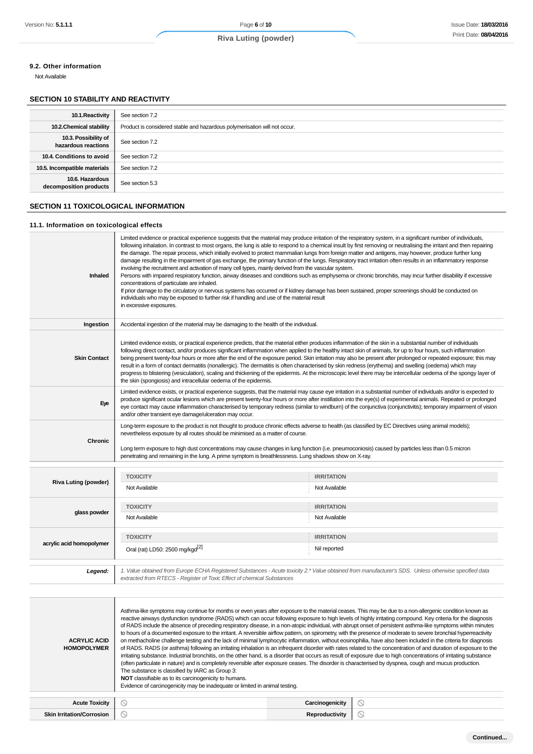### 9.2. Other information

Not Available

## SECTION 10 STABILITY AND REACTIVITY

| | |
|---|---|
| 10.1.Reactivity | See section 7.2 |
| 10.2.Chemical stability | Product is considered stable and hazardous polymerisation will not occur. |
| 10.3. Possibility of hazardous reactions | See section 7.2 |
| 10.4. Conditions to avoid | See section 7.2 |
| 10.5. Incompatible materials | See section 7.2 |
| 10.6. Hazardous decomposition products | See section 5.3 |

## SECTION 11 TOXICOLOGICAL INFORMATION

### 11.1. Information on toxicological effects

| | |
|---|---|
| **Inhaled** | Limited evidence or practical experience suggests that the material may produce irritation of the respiratory system, in a significant number of individuals, following inhalation. In contrast to most organs, the lung is able to respond to a chemical insult by first removing or neutralising the irritant and then repairing the damage. The repair process, which initially evolved to protect mammalian lungs from foreign matter and antigens, may however, produce further lung damage resulting in the impairment of gas exchange, the primary function of the lungs. Respiratory tract irritation often results in an inflammatory response involving the recruitment and activation of many cell types, mainly derived from the vascular system.<br>Persons with impaired respiratory function, airway diseases and conditions such as emphysema or chronic bronchitis, may incur further disability if excessive concentrations of particulate are inhaled.<br>If prior damage to the circulatory or nervous systems has occurred or if kidney damage has been sustained, proper screenings should be conducted on individuals who may be exposed to further risk if handling and use of the material result<br>in excessive exposures. |
| **Ingestion** | Accidental ingestion of the material may be damaging to the health of the individual. |
| **Skin Contact** | Limited evidence exists, or practical experience predicts, that the material either produces inflammation of the skin in a substantial number of individuals following direct contact, and/or produces significant inflammation when applied to the healthy intact skin of animals, for up to four hours, such inflammation being present twenty-four hours or more after the end of the exposure period. Skin irritation may also be present after prolonged or repeated exposure; this may result in a form of contact dermatitis (nonallergic). The dermatitis is often characterised by skin redness (erythema) and swelling (oedema) which may progress to blistering (vesiculation), scaling and thickening of the epidermis. At the microscopic level there may be intercellular oedema of the spongy layer of the skin (spongiosis) and intracellular oedema of the epidermis. |
| **Eye** | Limited evidence exists, or practical experience suggests, that the material may cause eye irritation in a substantial number of individuals and/or is expected to produce significant ocular lesions which are present twenty-four hours or more after instillation into the eye(s) of experimental animals. Repeated or prolonged eye contact may cause inflammation characterised by temporary redness (similar to windburn) of the conjunctiva (conjunctivitis); temporary impairment of vision and/or other transient eye damage/ulceration may occur. |
| **Chronic** | Long-term exposure to the product is not thought to produce chronic effects adverse to health (as classified by EC Directives using animal models); nevertheless exposure by all routes should be minimised as a matter of course.<br><br>Long term exposure to high dust concentrations may cause changes in lung function (i.e. pneumoconiosis) caused by particles less than 0.5 micron penetrating and remaining in the lung. A prime symptom is breathlessness. Lung shadows show on X-ray. |

| | TOXICITY | IRRITATION |
|---|---|---|
| **Riva Luting (powder)** | Not Available | Not Available |
| **glass powder** | Not Available | Not Available |
| **acrylic acid homopolymer** | Oral (rat) LD50: 2500 mg/kgd[2] | Nil reported |

| | |
|---|---|
| ***Legend:*** | *1. Value obtained from Europe ECHA Registered Substances - Acute toxicity 2.\* Value obtained from manufacturer's SDS. Unless otherwise specified data extracted from RTECS - Register of Toxic Effect of chemical Substances* |

| | |
|---|---|
| **ACRYLIC ACID HOMOPOLYMER** | Asthma-like symptoms may continue for months or even years after exposure to the material ceases. This may be due to a non-allergenic condition known as reactive airways dysfunction syndrome (RADS) which can occur following exposure to high levels of highly irritating compound. Key criteria for the diagnosis of RADS include the absence of preceding respiratory disease, in a non-atopic individual, with abrupt onset of persistent asthma-like symptoms within minutes to hours of a documented exposure to the irritant. A reversible airflow pattern, on spirometry, with the presence of moderate to severe bronchial hyperreactivity on methacholine challenge testing and the lack of minimal lymphocytic inflammation, without eosinophilia, have also been included in the criteria for diagnosis of RADS. RADS (or asthma) following an irritating inhalation is an infrequent disorder with rates related to the concentration of and duration of exposure to the irritating substance. Industrial bronchitis, on the other hand, is a disorder that occurs as result of exposure due to high concentrations of irritating substance (often particulate in nature) and is completely reversible after exposure ceases. The disorder is characterised by dyspnea, cough and mucus production.<br>The substance is classified by IARC as Group 3:<br>**NOT** classifiable as to its carcinogenicity to humans.<br>Evidence of carcinogenicity may be inadequate or limited in animal testing. |

| | | | |
|---|---|---|---|
| **Acute Toxicity** | ⃠ | **Carcinogenicity** | ⃠ |
| **Skin Irritation/Corrosion** | ⃠ | **Reproductivity** | ⃠ |

Continued...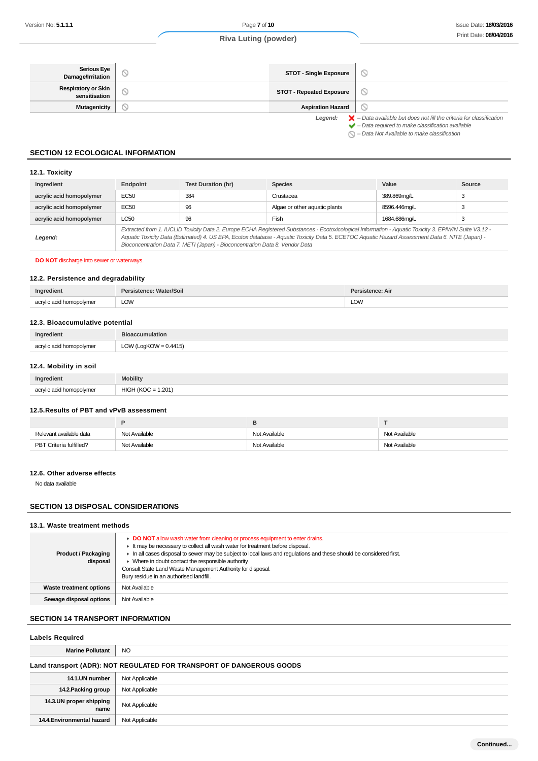| | | | |
|---|---|---|---|
| **Serious Eye Damage/Irritation** | ⃠ | **STOT - Single Exposure** | ⃠ |
| **Respiratory or Skin sensitisation** | ⃠ | **STOT - Repeated Exposure** | ⃠ |
| **Mutagenicity** | ⃠ | **Aspiration Hazard** | ⃠ |

*Legend:*
- ❌ *– Data available but does not fill the criteria for classification*
- ✔ *– Data required to make classification available*
- ⃠ *– Data Not Available to make classification*

## SECTION 12 ECOLOGICAL INFORMATION

### 12.1. Toxicity

| Ingredient | Endpoint | Test Duration (hr) | Species | Value | Source |
|---|---|---|---|---|---|
| acrylic acid homopolymer | EC50 | 384 | Crustacea | 389.869mg/L | 3 |
| acrylic acid homopolymer | EC50 | 96 | Algae or other aquatic plants | 8596.446mg/L | 3 |
| acrylic acid homopolymer | LC50 | 96 | Fish | 1684.686mg/L | 3 |
| ***Legend:*** | *Extracted from 1. IUCLID Toxicity Data 2. Europe ECHA Registered Substances - Ecotoxicological Information - Aquatic Toxicity 3. EPIWIN Suite V3.12 - Aquatic Toxicity Data (Estimated) 4. US EPA, Ecotox database - Aquatic Toxicity Data 5. ECETOC Aquatic Hazard Assessment Data 6. NITE (Japan) - Bioconcentration Data 7. METI (Japan) - Bioconcentration Data 8. Vendor Data* | | | | |

**DO NOT** discharge into sewer or waterways.

### 12.2. Persistence and degradability

| Ingredient | Persistence: Water/Soil | Persistence: Air |
|---|---|---|
| acrylic acid homopolymer | LOW | LOW |

### 12.3. Bioaccumulative potential

| Ingredient | Bioaccumulation |
|---|---|
| acrylic acid homopolymer | LOW (LogKOW = 0.4415) |

### 12.4. Mobility in soil

| Ingredient | Mobility |
|---|---|
| acrylic acid homopolymer | HIGH (KOC = 1.201) |

### 12.5.Results of PBT and vPvB assessment

| | P | B | T |
|---|---|---|---|
| Relevant available data | Not Available | Not Available | Not Available |
| PBT Criteria fulfilled? | Not Available | Not Available | Not Available |

### 12.6. Other adverse effects

No data available

## SECTION 13 DISPOSAL CONSIDERATIONS

### 13.1. Waste treatment methods

| | |
|---|---|
| **Product / Packaging disposal** | ▸ **DO NOT** allow wash water from cleaning or process equipment to enter drains.<br>▸ It may be necessary to collect all wash water for treatment before disposal.<br>▸ In all cases disposal to sewer may be subject to local laws and regulations and these should be considered first.<br>▸ Where in doubt contact the responsible authority.<br>Consult State Land Waste Management Authority for disposal.<br>Bury residue in an authorised landfill. |
| **Waste treatment options** | Not Available |
| **Sewage disposal options** | Not Available |

## SECTION 14 TRANSPORT INFORMATION

### Labels Required

| | |
|---|---|
| **Marine Pollutant** | NO |

### Land transport (ADR): NOT REGULATED FOR TRANSPORT OF DANGEROUS GOODS

| | |
|---|---|
| **14.1.UN number** | Not Applicable |
| **14.2.Packing group** | Not Applicable |
| **14.3.UN proper shipping name** | Not Applicable |
| **14.4.Environmental hazard** | Not Applicable |

Continued...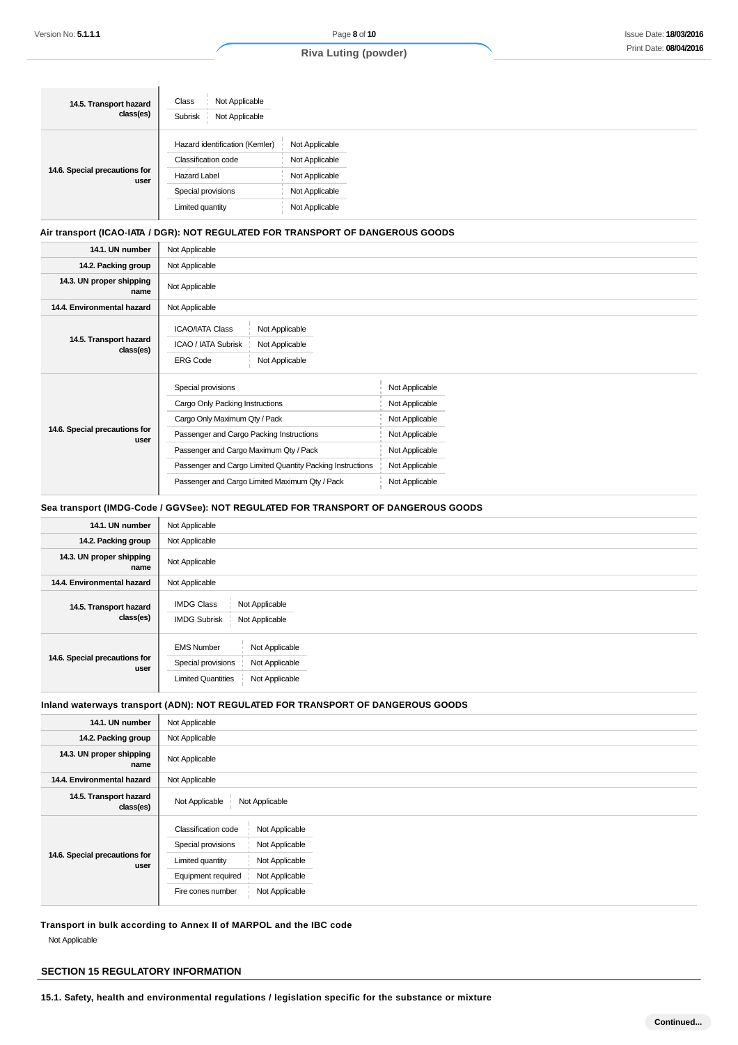| | |
|---|---|
| **14.5. Transport hazard class(es)** | Class: Not Applicable<br>Subrisk: Not Applicable |
| **14.6. Special precautions for user** | Hazard identification (Kemler): Not Applicable<br>Classification code: Not Applicable<br>Hazard Label: Not Applicable<br>Special provisions: Not Applicable<br>Limited quantity: Not Applicable |

### Air transport (ICAO-IATA / DGR): NOT REGULATED FOR TRANSPORT OF DANGEROUS GOODS

| | |
|---|---|
| **14.1. UN number** | Not Applicable |
| **14.2. Packing group** | Not Applicable |
| **14.3. UN proper shipping name** | Not Applicable |
| **14.4. Environmental hazard** | Not Applicable |
| **14.5. Transport hazard class(es)** | ICAO/IATA Class: Not Applicable<br>ICAO / IATA Subrisk: Not Applicable<br>ERG Code: Not Applicable |
| **14.6. Special precautions for user** | Special provisions: Not Applicable<br>Cargo Only Packing Instructions: Not Applicable<br>Cargo Only Maximum Qty / Pack: Not Applicable<br>Passenger and Cargo Packing Instructions: Not Applicable<br>Passenger and Cargo Maximum Qty / Pack: Not Applicable<br>Passenger and Cargo Limited Quantity Packing Instructions: Not Applicable<br>Passenger and Cargo Limited Maximum Qty / Pack: Not Applicable |

### Sea transport (IMDG-Code / GGVSee): NOT REGULATED FOR TRANSPORT OF DANGEROUS GOODS

| | |
|---|---|
| **14.1. UN number** | Not Applicable |
| **14.2. Packing group** | Not Applicable |
| **14.3. UN proper shipping name** | Not Applicable |
| **14.4. Environmental hazard** | Not Applicable |
| **14.5. Transport hazard class(es)** | IMDG Class: Not Applicable<br>IMDG Subrisk: Not Applicable |
| **14.6. Special precautions for user** | EMS Number: Not Applicable<br>Special provisions: Not Applicable<br>Limited Quantities: Not Applicable |

### Inland waterways transport (ADN): NOT REGULATED FOR TRANSPORT OF DANGEROUS GOODS

| | |
|---|---|
| **14.1. UN number** | Not Applicable |
| **14.2. Packing group** | Not Applicable |
| **14.3. UN proper shipping name** | Not Applicable |
| **14.4. Environmental hazard** | Not Applicable |
| **14.5. Transport hazard class(es)** | Not Applicable: Not Applicable |
| **14.6. Special precautions for user** | Classification code: Not Applicable<br>Special provisions: Not Applicable<br>Limited quantity: Not Applicable<br>Equipment required: Not Applicable<br>Fire cones number: Not Applicable |

### Transport in bulk according to Annex II of MARPOL and the IBC code

Not Applicable

## SECTION 15 REGULATORY INFORMATION

### 15.1. Safety, health and environmental regulations / legislation specific for the substance or mixture

Continued...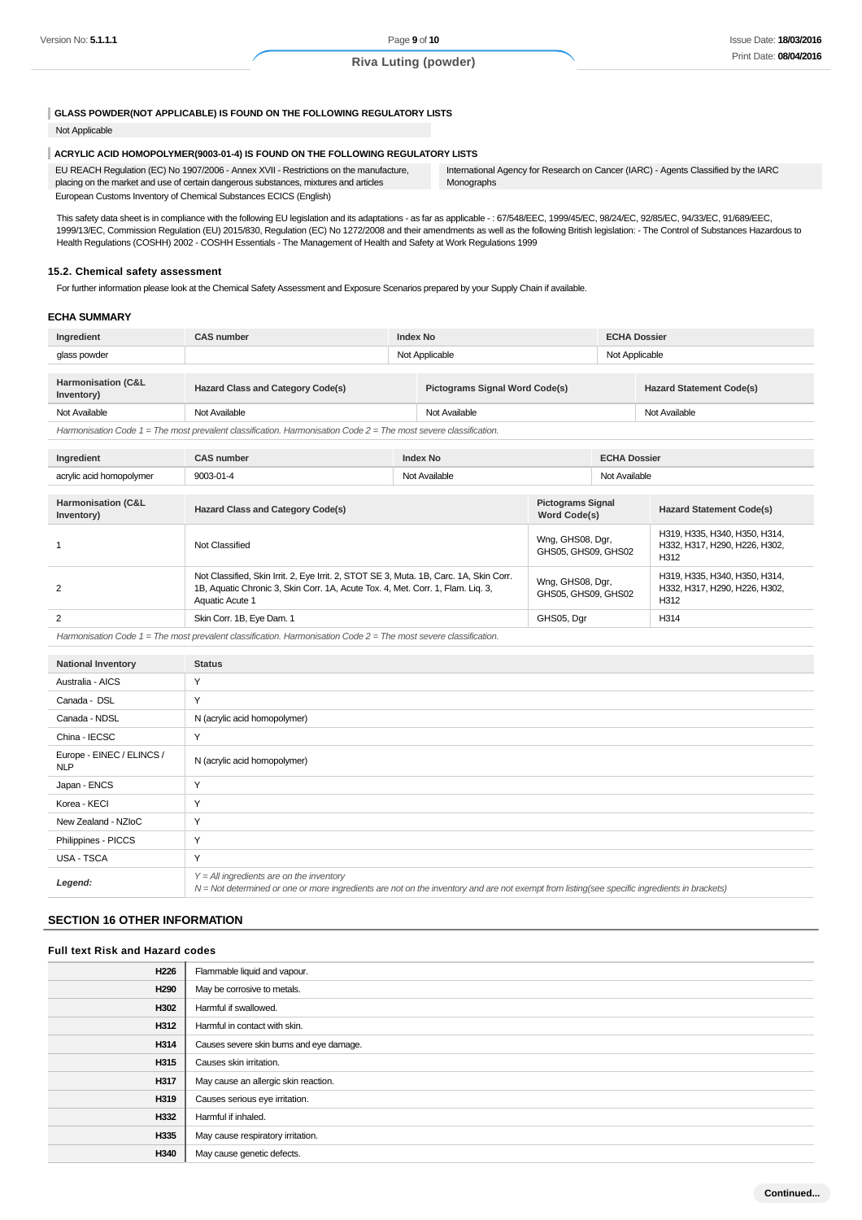### GLASS POWDER(NOT APPLICABLE) IS FOUND ON THE FOLLOWING REGULATORY LISTS

Not Applicable

### ACRYLIC ACID HOMOPOLYMER(9003-01-4) IS FOUND ON THE FOLLOWING REGULATORY LISTS

| | |
|---|---|
| EU REACH Regulation (EC) No 1907/2006 - Annex XVII - Restrictions on the manufacture, placing on the market and use of certain dangerous substances, mixtures and articles | International Agency for Research on Cancer (IARC) - Agents Classified by the IARC Monographs |
| European Customs Inventory of Chemical Substances ECICS (English) | |

This safety data sheet is in compliance with the following EU legislation and its adaptations - as far as applicable - : 67/548/EEC, 1999/45/EC, 98/24/EC, 92/85/EC, 94/33/EC, 91/689/EEC, 1999/13/EC, Commission Regulation (EU) 2015/830, Regulation (EC) No 1272/2008 and their amendments as well as the following British legislation: - The Control of Substances Hazardous to Health Regulations (COSHH) 2002 - COSHH Essentials - The Management of Health and Safety at Work Regulations 1999

### 15.2. Chemical safety assessment

For further information please look at the Chemical Safety Assessment and Exposure Scenarios prepared by your Supply Chain if available.

### ECHA SUMMARY

| Ingredient | CAS number | Index No | ECHA Dossier |
|---|---|---|---|
| glass powder | | Not Applicable | Not Applicable |

| Harmonisation (C&L Inventory) | Hazard Class and Category Code(s) | Pictograms Signal Word Code(s) | Hazard Statement Code(s) |
|---|---|---|---|
| Not Available | Not Available | Not Available | Not Available |

*Harmonisation Code 1 = The most prevalent classification. Harmonisation Code 2 = The most severe classification.*

| Ingredient | CAS number | Index No | ECHA Dossier |
|---|---|---|---|
| acrylic acid homopolymer | 9003-01-4 | Not Available | Not Available |

| Harmonisation (C&L Inventory) | Hazard Class and Category Code(s) | Pictograms Signal Word Code(s) | Hazard Statement Code(s) |
|---|---|---|---|
| 1 | Not Classified | Wng, GHS08, Dgr, GHS05, GHS09, GHS02 | H319, H335, H340, H350, H314, H332, H317, H290, H226, H302, H312 |
| 2 | Not Classified, Skin Irrit. 2, Eye Irrit. 2, STOT SE 3, Muta. 1B, Carc. 1A, Skin Corr. 1B, Aquatic Chronic 3, Skin Corr. 1A, Acute Tox. 4, Met. Corr. 1, Flam. Liq. 3, Aquatic Acute 1 | Wng, GHS08, Dgr, GHS05, GHS09, GHS02 | H319, H335, H340, H350, H314, H332, H317, H290, H226, H302, H312 |
| 2 | Skin Corr. 1B, Eye Dam. 1 | GHS05, Dgr | H314 |

*Harmonisation Code 1 = The most prevalent classification. Harmonisation Code 2 = The most severe classification.*

| National Inventory | Status |
|---|---|
| Australia - AICS | Y |
| Canada - DSL | Y |
| Canada - NDSL | N (acrylic acid homopolymer) |
| China - IECSC | Y |
| Europe - EINEC / ELINCS / NLP | N (acrylic acid homopolymer) |
| Japan - ENCS | Y |
| Korea - KECI | Y |
| New Zealand - NZIoC | Y |
| Philippines - PICCS | Y |
| USA - TSCA | Y |
| ***Legend:*** | *Y = All ingredients are on the inventory*<br>*N = Not determined or one or more ingredients are not on the inventory and are not exempt from listing(see specific ingredients in brackets)* |

## SECTION 16 OTHER INFORMATION

### Full text Risk and Hazard codes

| | |
|---|---|
| **H226** | Flammable liquid and vapour. |
| **H290** | May be corrosive to metals. |
| **H302** | Harmful if swallowed. |
| **H312** | Harmful in contact with skin. |
| **H314** | Causes severe skin burns and eye damage. |
| **H315** | Causes skin irritation. |
| **H317** | May cause an allergic skin reaction. |
| **H319** | Causes serious eye irritation. |
| **H332** | Harmful if inhaled. |
| **H335** | May cause respiratory irritation. |
| **H340** | May cause genetic defects. |

**Continued...**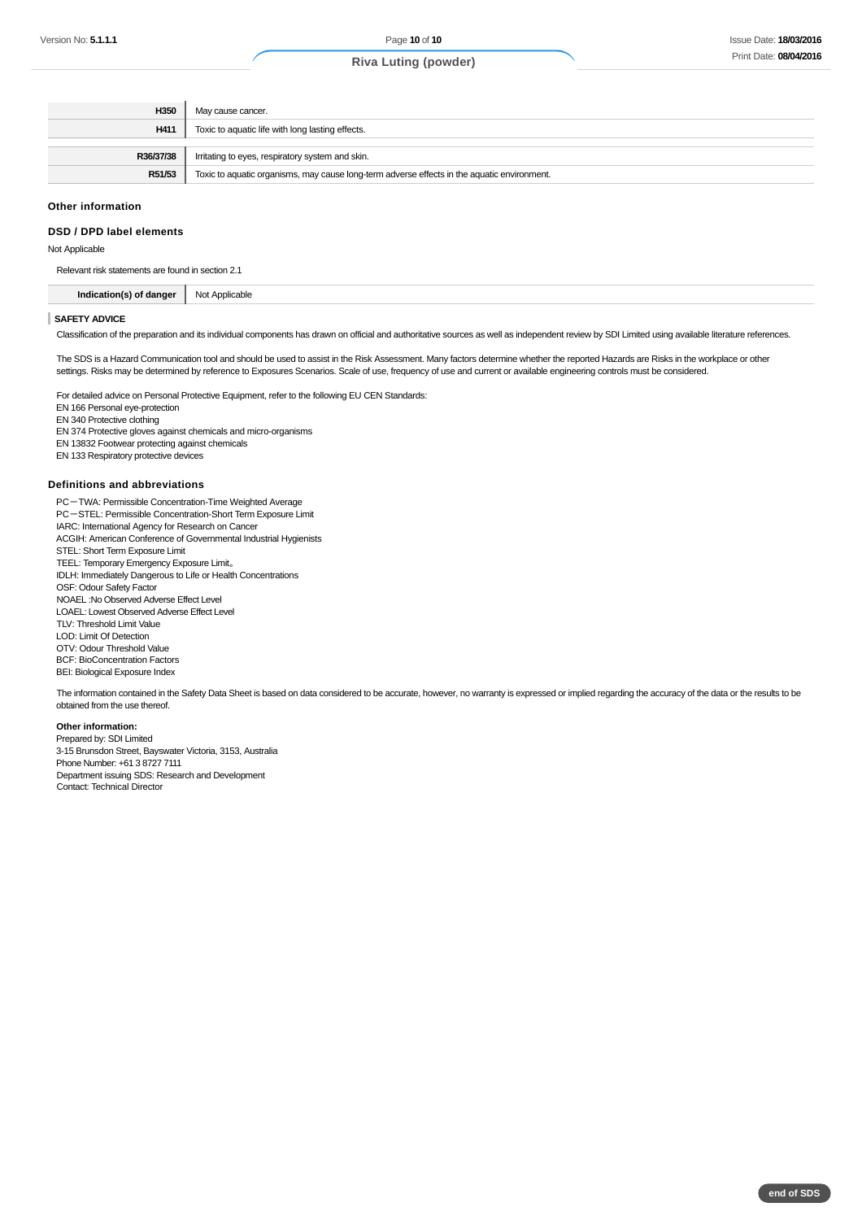| | |
|---|---|
| H350 | May cause cancer. |
| H411 | Toxic to aquatic life with long lasting effects. |

| | |
|---|---|
| R36/37/38 | Irritating to eyes, respiratory system and skin. |
| R51/53 | Toxic to aquatic organisms, may cause long-term adverse effects in the aquatic environment. |

## Other information

### DSD / DPD label elements

Not Applicable

Relevant risk statements are found in section 2.1

| | |
|---|---|
| **Indication(s) of danger** | Not Applicable |

**SAFETY ADVICE**

Classification of the preparation and its individual components has drawn on official and authoritative sources as well as independent review by SDI Limited using available literature references.

The SDS is a Hazard Communication tool and should be used to assist in the Risk Assessment. Many factors determine whether the reported Hazards are Risks in the workplace or other settings. Risks may be determined by reference to Exposures Scenarios. Scale of use, frequency of use and current or available engineering controls must be considered.

For detailed advice on Personal Protective Equipment, refer to the following EU CEN Standards:
EN 166 Personal eye-protection
EN 340 Protective clothing
EN 374 Protective gloves against chemicals and micro-organisms
EN 13832 Footwear protecting against chemicals
EN 133 Respiratory protective devices

### Definitions and abbreviations

PC－TWA: Permissible Concentration-Time Weighted Average
PC－STEL: Permissible Concentration-Short Term Exposure Limit
IARC: International Agency for Research on Cancer
ACGIH: American Conference of Governmental Industrial Hygienists
STEL: Short Term Exposure Limit
TEEL: Temporary Emergency Exposure Limit。
IDLH: Immediately Dangerous to Life or Health Concentrations
OSF: Odour Safety Factor
NOAEL :No Observed Adverse Effect Level
LOAEL: Lowest Observed Adverse Effect Level
TLV: Threshold Limit Value
LOD: Limit Of Detection
OTV: Odour Threshold Value
BCF: BioConcentration Factors
BEI: Biological Exposure Index

The information contained in the Safety Data Sheet is based on data considered to be accurate, however, no warranty is expressed or implied regarding the accuracy of the data or the results to be obtained from the use thereof.

**Other information:**
Prepared by: SDI Limited
3-15 Brunsdon Street, Bayswater Victoria, 3153, Australia
Phone Number: +61 3 8727 7111
Department issuing SDS: Research and Development
Contact: Technical Director

**end of SDS**